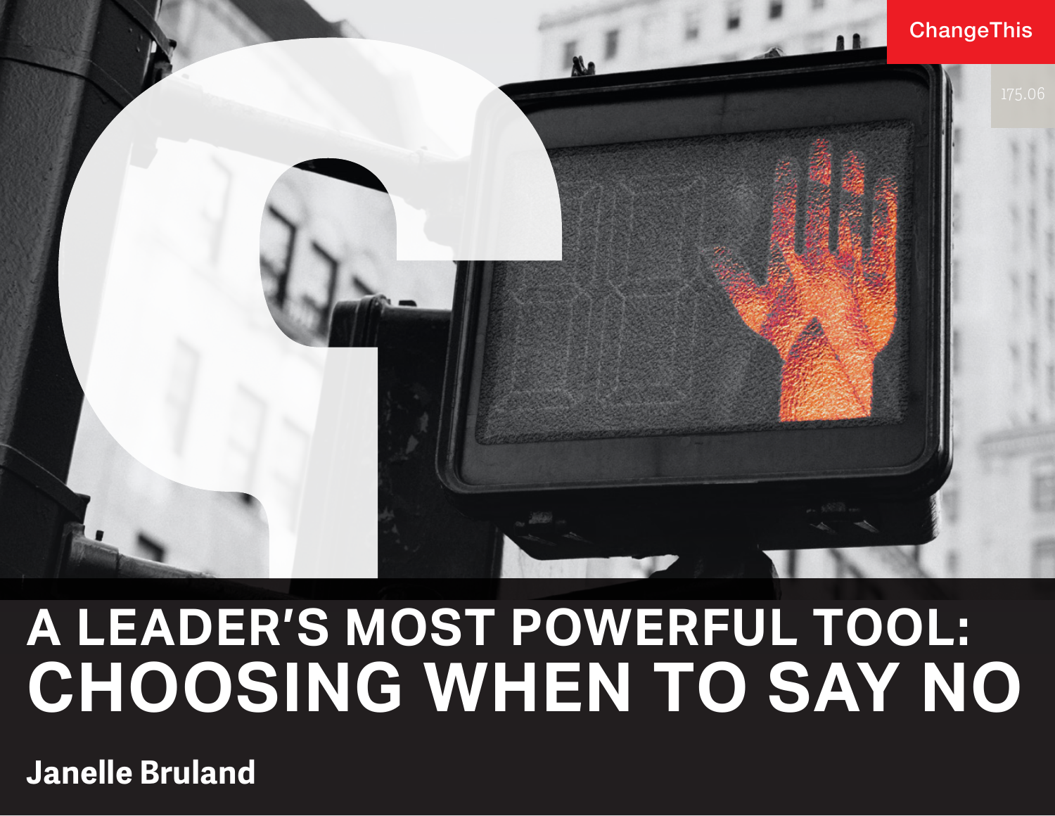ChangeThis

175.06

# A LEADER'S MOST POWERFUL TOOL: CHOOSING WHEN TO SAY NO

**Janelle Bruland**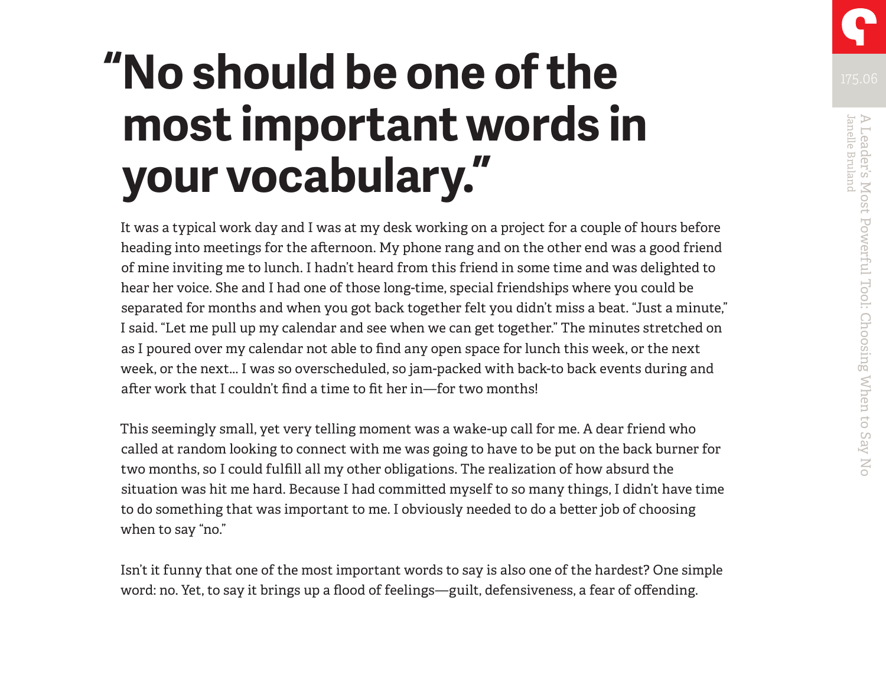# "No should be one of the most important words in your vocabulary."

It was a typical work day and I was at my desk working on a project for a couple of hours before heading into meetings for the afternoon. My phone rang and on the other end was a good friend of mine inviting me to lunch. I hadn't heard from this friend in some time and was delighted to hear her voice. She and I had one of those long-time, special friendships where you could be separated for months and when you got back together felt you didn't miss a beat. "Just a minute," I said. "Let me pull up my calendar and see when we can get together." The minutes stretched on as I poured over my calendar not able to find any open space for lunch this week, or the next week, or the next... I was so overscheduled, so jam-packed with back-to back events during and after work that I couldn't find a time to fit her in—for two months!

This seemingly small, yet very telling moment was a wake-up call for me. A dear friend who called at random looking to connect with me was going to have to be put on the back burner for two months, so I could fulfill all my other obligations. The realization of how absurd the situation was hit me hard. Because I had committed myself to so many things, I didn't have time to do something that was important to me. I obviously needed to do a better job of choosing when to say "no."

Isn't it funny that one of the most important words to say is also one of the hardest? One simple word: no. Yet, to say it brings up a flood of feelings—guilt, defensiveness, a fear of offending.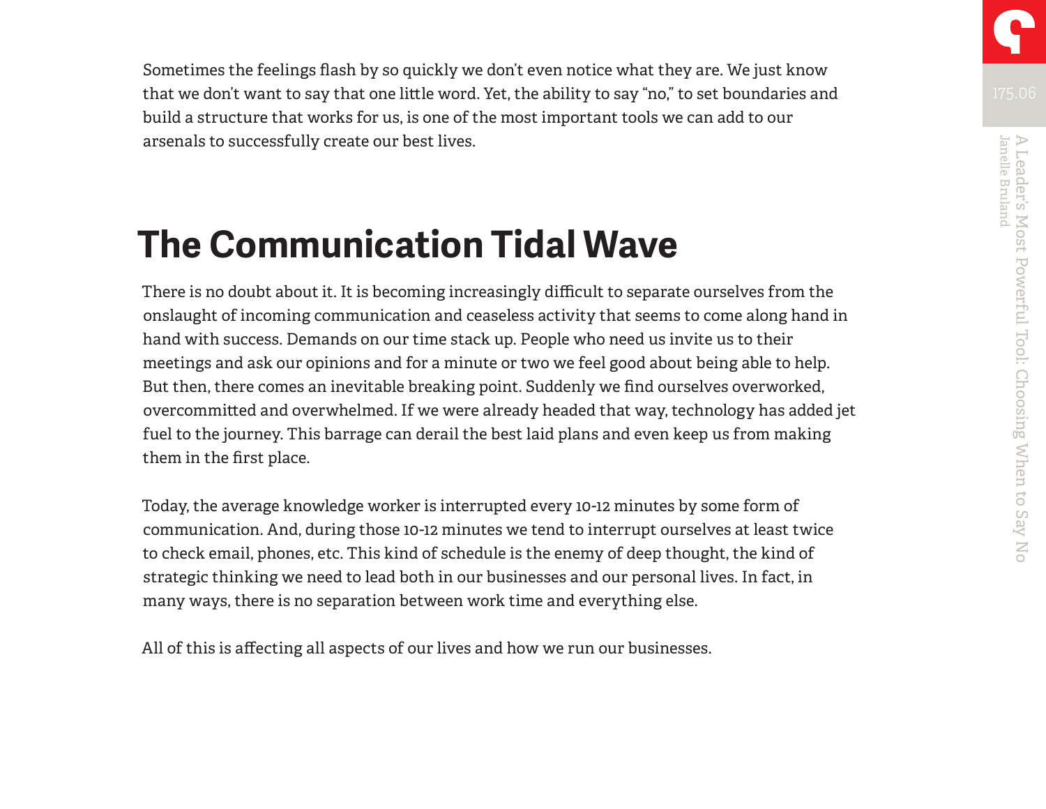Sometimes the feelings flash by so quickly we don't even notice what they are. We just know that we don't want to say that one little word. Yet, the ability to say "no," to set boundaries and build a structure that works for us, is one of the most important tools we can add to our arsenals to successfully create our best lives.

## The Communication Tidal Wave

There is no doubt about it. It is becoming increasingly difficult to separate ourselves from the onslaught of incoming communication and ceaseless activity that seems to come along hand in hand with success. Demands on our time stack up. People who need us invite us to their meetings and ask our opinions and for a minute or two we feel good about being able to help. But then, there comes an inevitable breaking point. Suddenly we find ourselves overworked, overcommitted and overwhelmed. If we were already headed that way, technology has added jet fuel to the journey. This barrage can derail the best laid plans and even keep us from making them in the first place.

Today, the average knowledge worker is interrupted every 10-12 minutes by some form of communication. And, during those 10-12 minutes we tend to interrupt ourselves at least twice to check email, phones, etc. This kind of schedule is the enemy of deep thought, the kind of strategic thinking we need to lead both in our businesses and our personal lives. In fact, in many ways, there is no separation between work time and everything else.

All of this is affecting all aspects of our lives and how we run our businesses.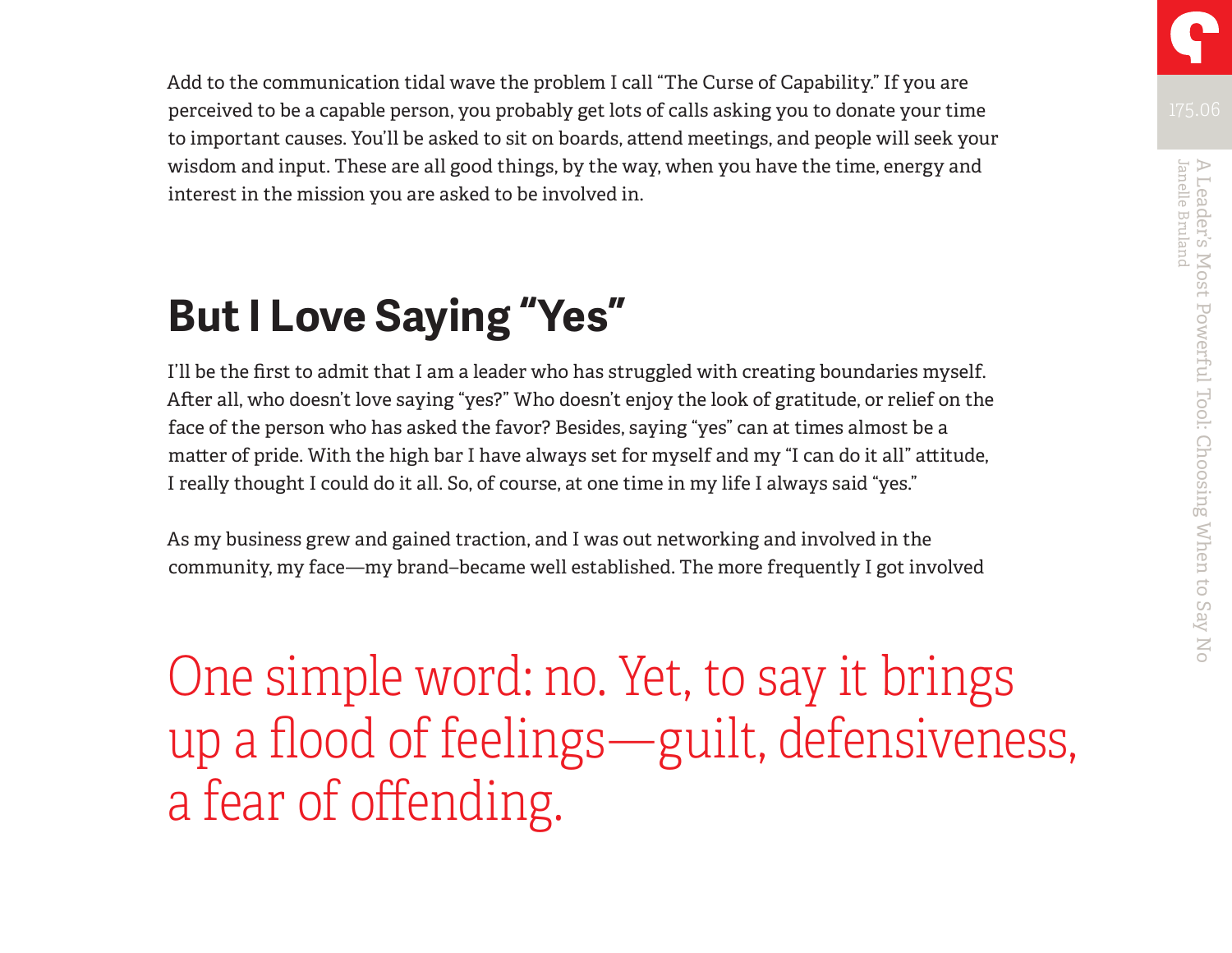Add to the communication tidal wave the problem I call "The Curse of Capability." If you are perceived to be a capable person, you probably get lots of calls asking you to donate your time to important causes. You'll be asked to sit on boards, attend meetings, and people will seek your wisdom and input. These are all good things, by the way, when you have the time, energy and interest in the mission you are asked to be involved in.

## But I Love Saying "Yes"

I'll be the first to admit that I am a leader who has struggled with creating boundaries myself. After all, who doesn't love saying "yes?" Who doesn't enjoy the look of gratitude, or relief on the face of the person who has asked the favor? Besides, saying "yes" can at times almost be a matter of pride. With the high bar I have always set for myself and my "I can do it all" attitude, I really thought I could do it all. So, of course, at one time in my life I always said "yes."

As my business grew and gained traction, and I was out networking and involved in the community, my face—my brand–became well established. The more frequently I got involved

> One simple word: no. Yet, to say it brings up a flood of feelings—guilt, defensiveness, a fear of offending.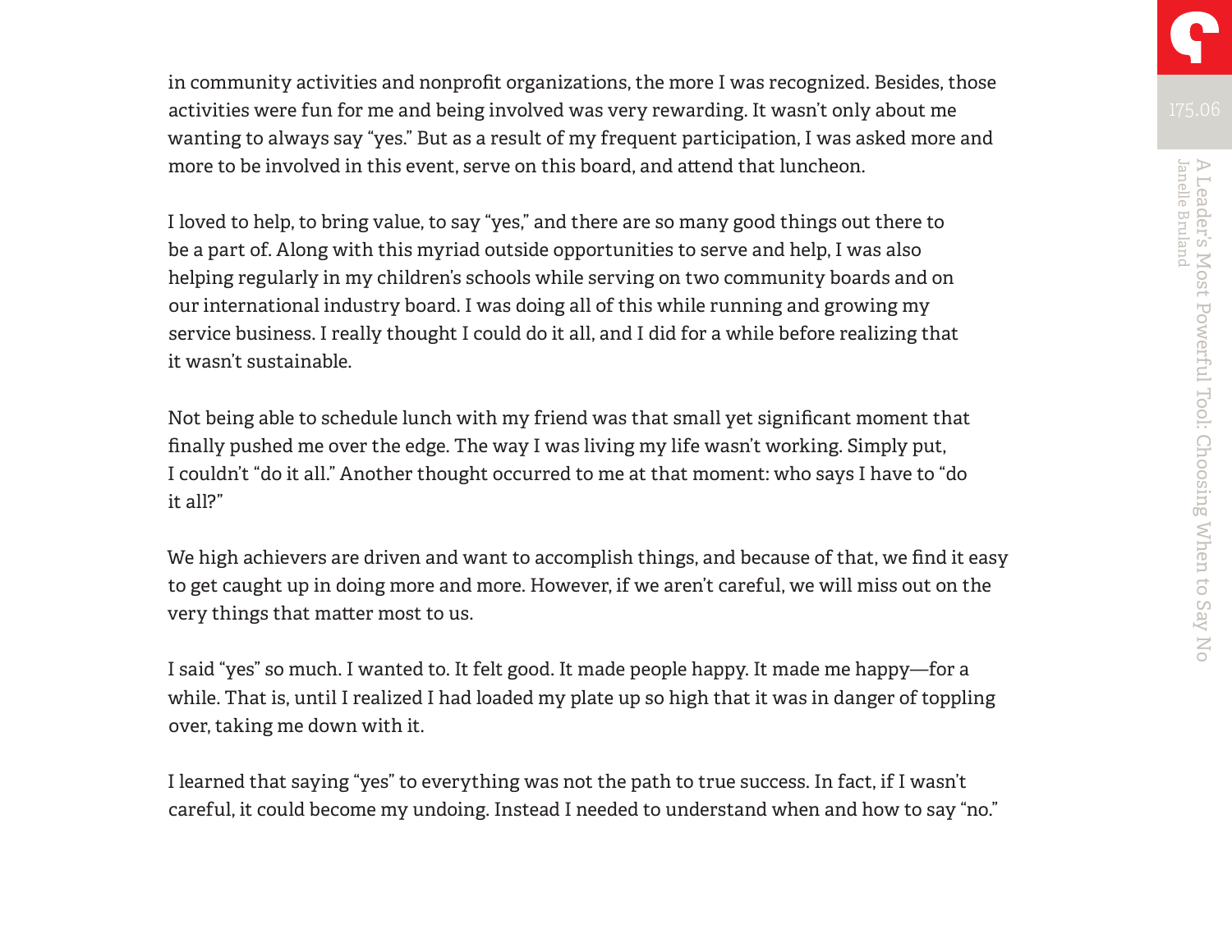in community activities and nonprofit organizations, the more I was recognized. Besides, those activities were fun for me and being involved was very rewarding. It wasn't only about me wanting to always say "yes." But as a result of my frequent participation, I was asked more and more to be involved in this event, serve on this board, and attend that luncheon.

I loved to help, to bring value, to say "yes," and there are so many good things out there to be a part of. Along with this myriad outside opportunities to serve and help, I was also helping regularly in my children's schools while serving on two community boards and on our international industry board. I was doing all of this while running and growing my service business. I really thought I could do it all, and I did for a while before realizing that it wasn't sustainable.

Not being able to schedule lunch with my friend was that small yet significant moment that finally pushed me over the edge. The way I was living my life wasn't working. Simply put, I couldn't "do it all." Another thought occurred to me at that moment: who says I have to "do it all?"

We high achievers are driven and want to accomplish things, and because of that, we find it easy to get caught up in doing more and more. However, if we aren't careful, we will miss out on the very things that matter most to us.

I said "yes" so much. I wanted to. It felt good. It made people happy. It made me happy—for a while. That is, until I realized I had loaded my plate up so high that it was in danger of toppling over, taking me down with it.

I learned that saying "yes" to everything was not the path to true success. In fact, if I wasn't careful, it could become my undoing. Instead I needed to understand when and how to say "no."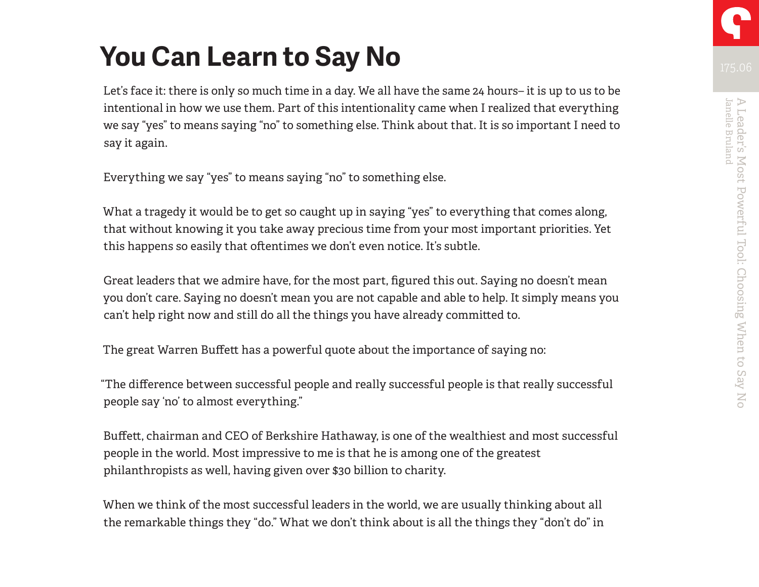# You Can Learn to Say No

Let's face it: there is only so much time in a day. We all have the same 24 hours– it is up to us to be intentional in how we use them. Part of this intentionality came when I realized that everything we say "yes" to means saying "no" to something else. Think about that. It is so important I need to say it again.

Everything we say "yes" to means saying "no" to something else.

What a tragedy it would be to get so caught up in saying "yes" to everything that comes along, that without knowing it you take away precious time from your most important priorities. Yet this happens so easily that oftentimes we don't even notice. It's subtle.

Great leaders that we admire have, for the most part, figured this out. Saying no doesn't mean you don't care. Saying no doesn't mean you are not capable and able to help. It simply means you can't help right now and still do all the things you have already committed to.

The great Warren Buffett has a powerful quote about the importance of saying no:

"The difference between successful people and really successful people is that really successful people say 'no' to almost everything."

Buffett, chairman and CEO of Berkshire Hathaway, is one of the wealthiest and most successful people in the world. Most impressive to me is that he is among one of the greatest philanthropists as well, having given over $30 billion to charity.

When we think of the most successful leaders in the world, we are usually thinking about all the remarkable things they "do." What we don't think about is all the things they "don't do" in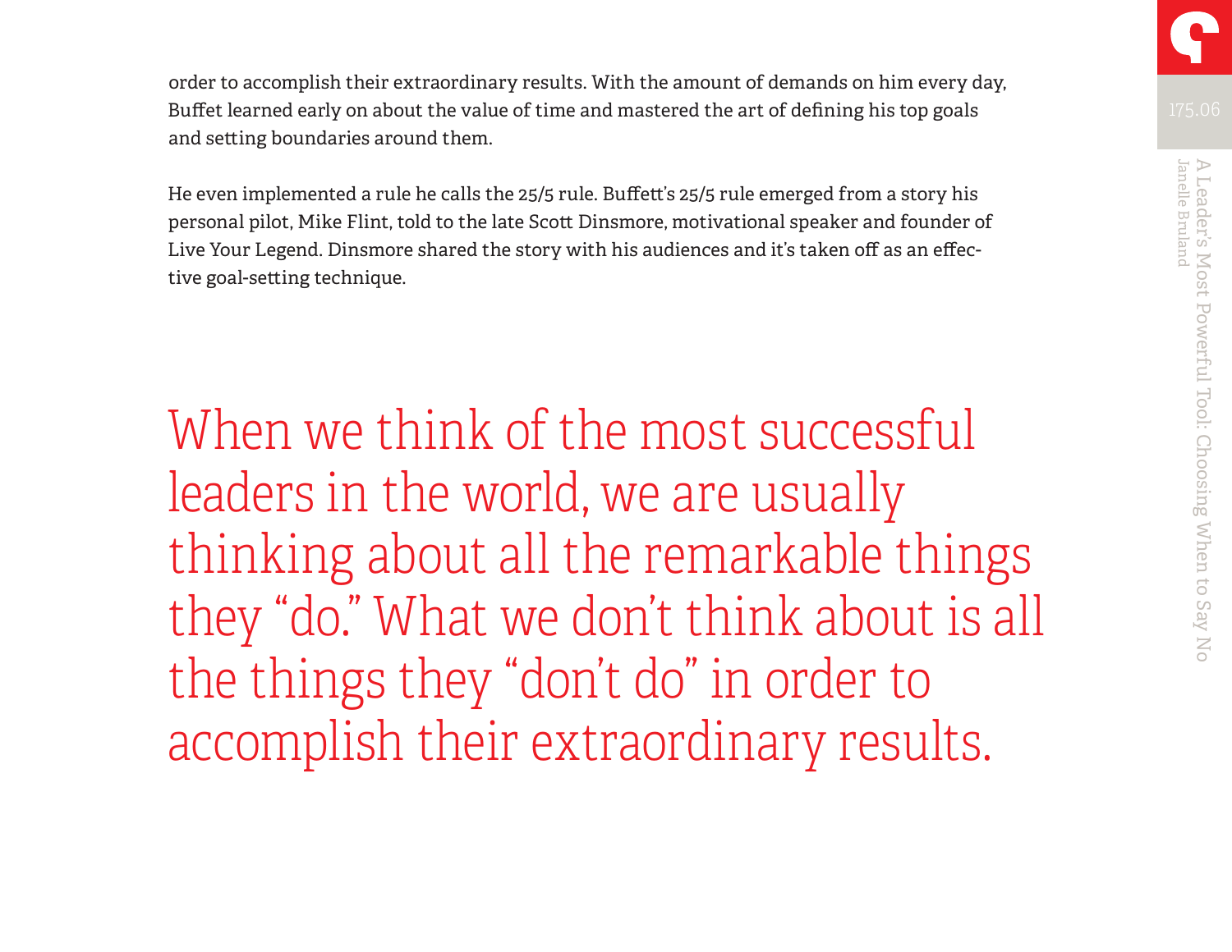order to accomplish their extraordinary results. With the amount of demands on him every day, Buffet learned early on about the value of time and mastered the art of defining his top goals and setting boundaries around them.

He even implemented a rule he calls the 25/5 rule. Buffett's 25/5 rule emerged from a story his personal pilot, Mike Flint, told to the late Scott Dinsmore, motivational speaker and founder of Live Your Legend. Dinsmore shared the story with his audiences and it's taken off as an effective goal-setting technique.

> When we think of the most successful leaders in the world, we are usually thinking about all the remarkable things they "do." What we don't think about is all the things they "don't do" in order to accomplish their extraordinary results.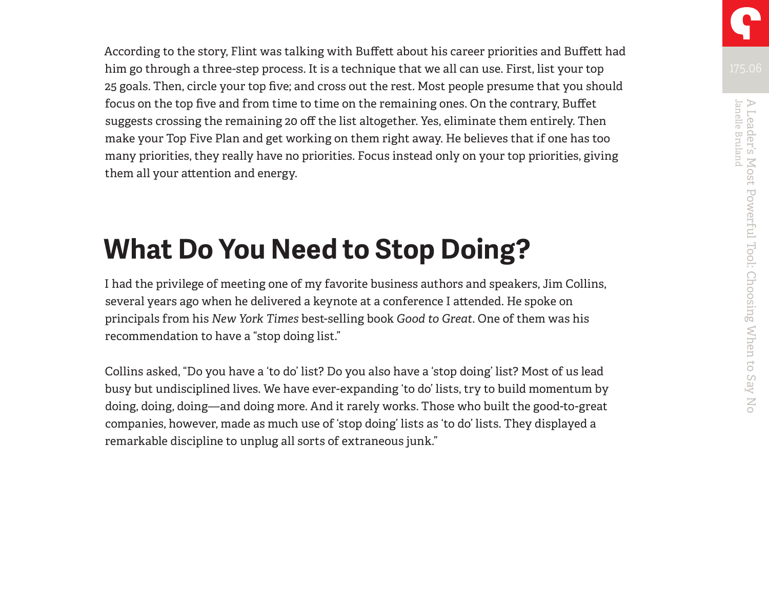According to the story, Flint was talking with Buffett about his career priorities and Buffett had him go through a three-step process. It is a technique that we all can use. First, list your top 25 goals. Then, circle your top five; and cross out the rest. Most people presume that you should focus on the top five and from time to time on the remaining ones. On the contrary, Buffet suggests crossing the remaining 20 off the list altogether. Yes, eliminate them entirely. Then make your Top Five Plan and get working on them right away. He believes that if one has too many priorities, they really have no priorities. Focus instead only on your top priorities, giving them all your attention and energy.

## What Do You Need to Stop Doing?

I had the privilege of meeting one of my favorite business authors and speakers, Jim Collins, several years ago when he delivered a keynote at a conference I attended. He spoke on principals from his *New York Times* best-selling book *Good to Great*. One of them was his recommendation to have a "stop doing list."

Collins asked, "Do you have a 'to do' list? Do you also have a 'stop doing' list? Most of us lead busy but undisciplined lives. We have ever-expanding 'to do' lists, try to build momentum by doing, doing, doing—and doing more. And it rarely works. Those who built the good-to-great companies, however, made as much use of 'stop doing' lists as 'to do' lists. They displayed a remarkable discipline to unplug all sorts of extraneous junk."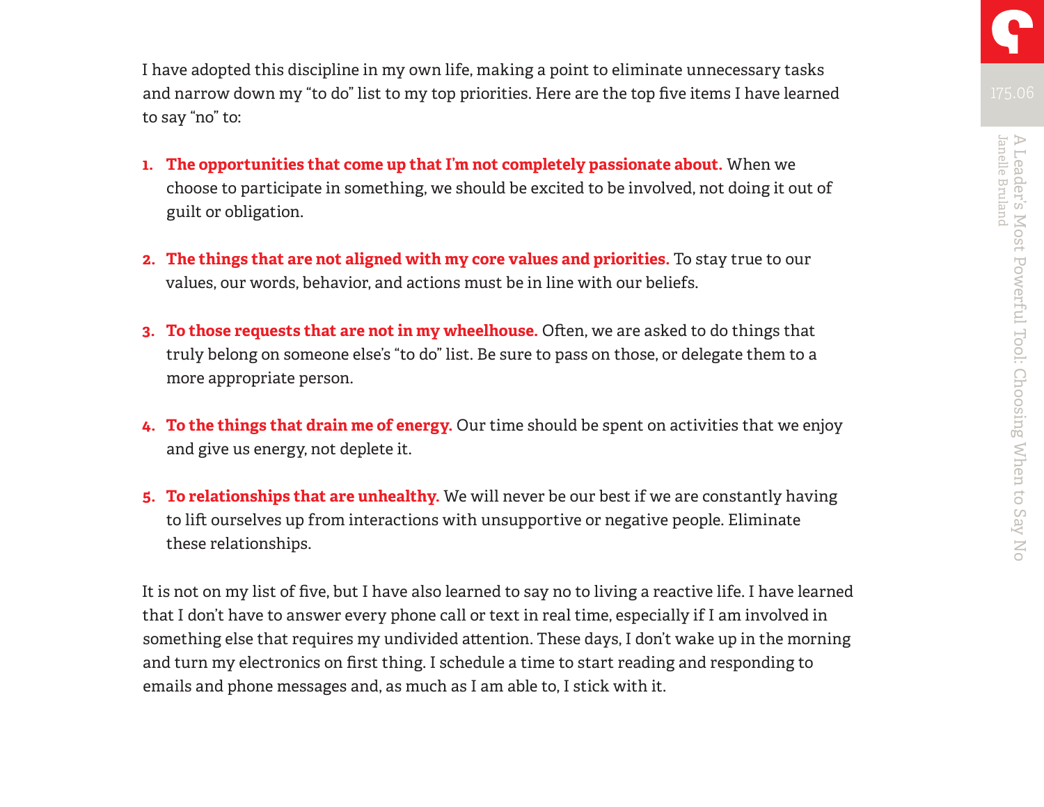I have adopted this discipline in my own life, making a point to eliminate unnecessary tasks and narrow down my "to do" list to my top priorities. Here are the top five items I have learned to say "no" to:

1. **The opportunities that come up that I'm not completely passionate about.** When we choose to participate in something, we should be excited to be involved, not doing it out of guilt or obligation.

2. **The things that are not aligned with my core values and priorities.** To stay true to our values, our words, behavior, and actions must be in line with our beliefs.

3. **To those requests that are not in my wheelhouse.** Often, we are asked to do things that truly belong on someone else's "to do" list. Be sure to pass on those, or delegate them to a more appropriate person.

4. **To the things that drain me of energy.** Our time should be spent on activities that we enjoy and give us energy, not deplete it.

5. **To relationships that are unhealthy.** We will never be our best if we are constantly having to lift ourselves up from interactions with unsupportive or negative people. Eliminate these relationships.

It is not on my list of five, but I have also learned to say no to living a reactive life. I have learned that I don't have to answer every phone call or text in real time, especially if I am involved in something else that requires my undivided attention. These days, I don't wake up in the morning and turn my electronics on first thing. I schedule a time to start reading and responding to emails and phone messages and, as much as I am able to, I stick with it.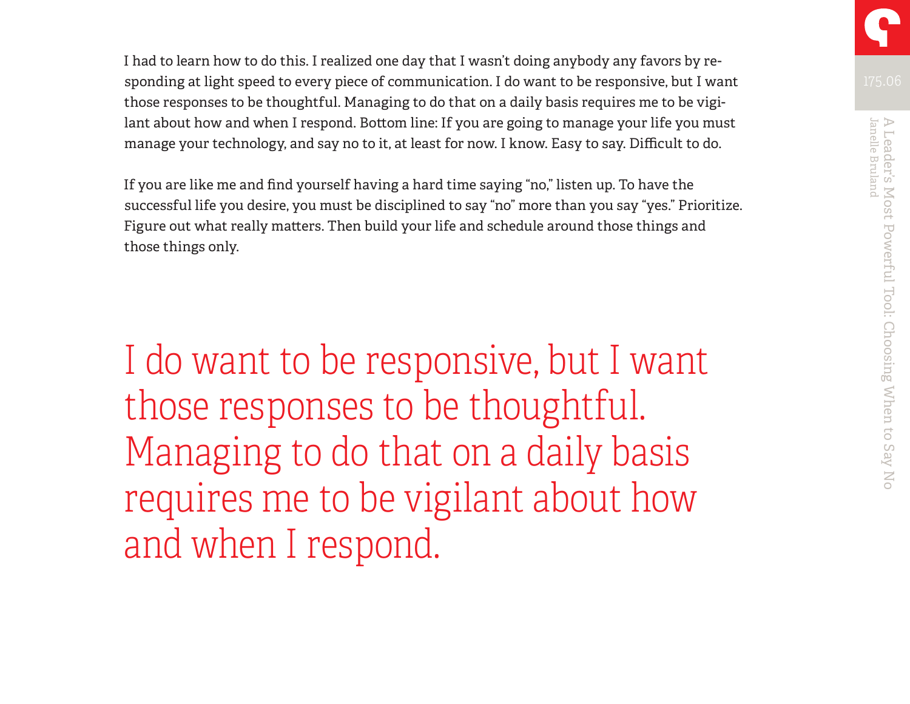I had to learn how to do this. I realized one day that I wasn't doing anybody any favors by responding at light speed to every piece of communication. I do want to be responsive, but I want those responses to be thoughtful. Managing to do that on a daily basis requires me to be vigilant about how and when I respond. Bottom line: If you are going to manage your life you must manage your technology, and say no to it, at least for now. I know. Easy to say. Difficult to do.

If you are like me and find yourself having a hard time saying "no," listen up. To have the successful life you desire, you must be disciplined to say "no" more than you say "yes." Prioritize. Figure out what really matters. Then build your life and schedule around those things and those things only.

> I do want to be responsive, but I want those responses to be thoughtful. Managing to do that on a daily basis requires me to be vigilant about how and when I respond.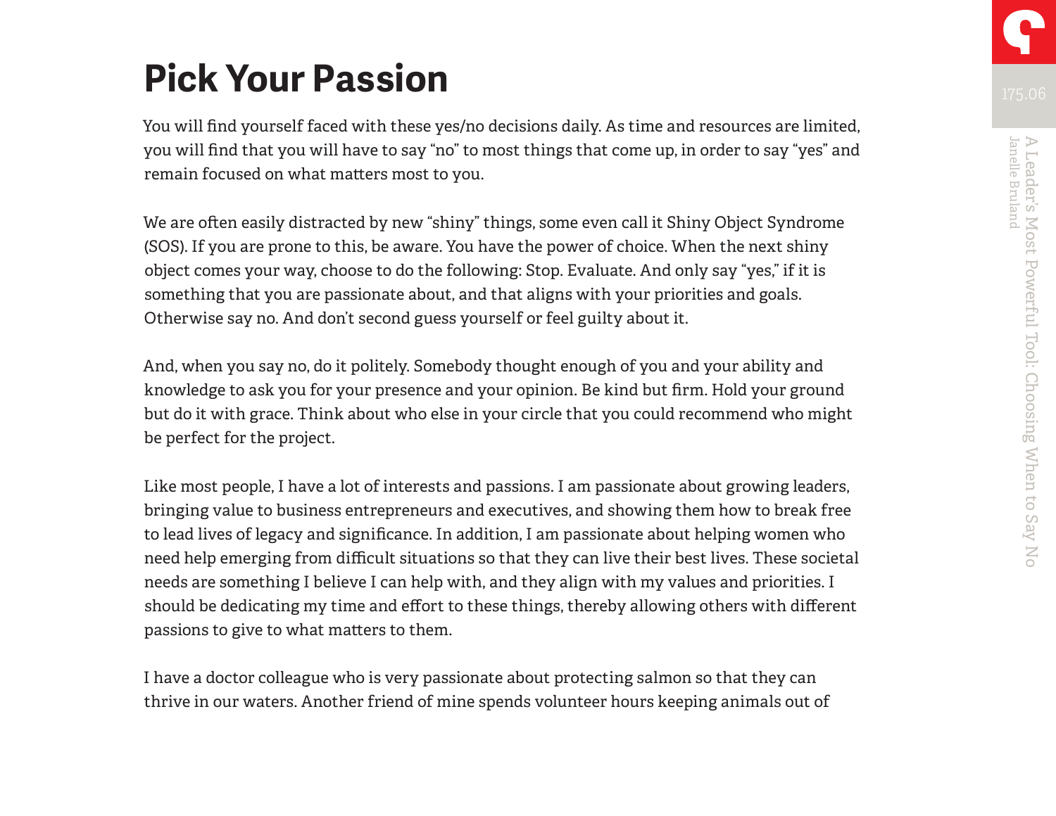# Pick Your Passion

You will find yourself faced with these yes/no decisions daily. As time and resources are limited, you will find that you will have to say "no" to most things that come up, in order to say "yes" and remain focused on what matters most to you.

We are often easily distracted by new "shiny" things, some even call it Shiny Object Syndrome (SOS). If you are prone to this, be aware. You have the power of choice. When the next shiny object comes your way, choose to do the following: Stop. Evaluate. And only say "yes," if it is something that you are passionate about, and that aligns with your priorities and goals. Otherwise say no. And don't second guess yourself or feel guilty about it.

And, when you say no, do it politely. Somebody thought enough of you and your ability and knowledge to ask you for your presence and your opinion. Be kind but firm. Hold your ground but do it with grace. Think about who else in your circle that you could recommend who might be perfect for the project.

Like most people, I have a lot of interests and passions. I am passionate about growing leaders, bringing value to business entrepreneurs and executives, and showing them how to break free to lead lives of legacy and significance. In addition, I am passionate about helping women who need help emerging from difficult situations so that they can live their best lives. These societal needs are something I believe I can help with, and they align with my values and priorities. I should be dedicating my time and effort to these things, thereby allowing others with different passions to give to what matters to them.

I have a doctor colleague who is very passionate about protecting salmon so that they can thrive in our waters. Another friend of mine spends volunteer hours keeping animals out of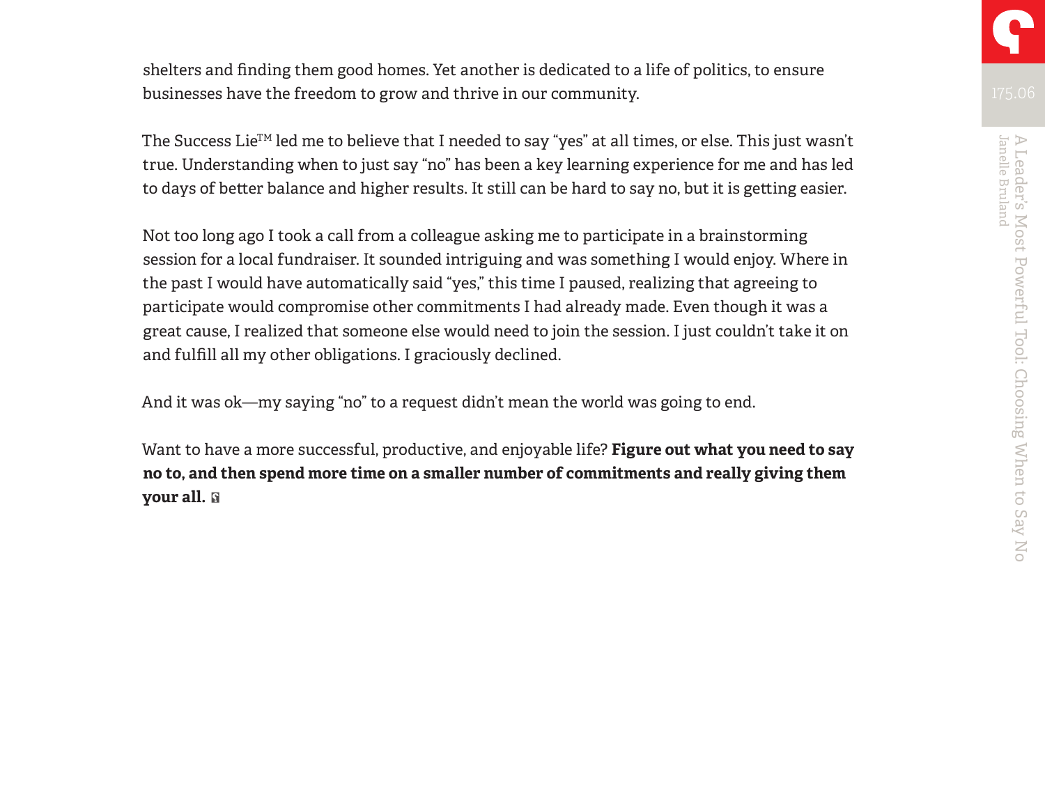shelters and finding them good homes. Yet another is dedicated to a life of politics, to ensure businesses have the freedom to grow and thrive in our community.

The Success Lie™ led me to believe that I needed to say "yes" at all times, or else. This just wasn't true. Understanding when to just say "no" has been a key learning experience for me and has led to days of better balance and higher results. It still can be hard to say no, but it is getting easier.

Not too long ago I took a call from a colleague asking me to participate in a brainstorming session for a local fundraiser. It sounded intriguing and was something I would enjoy. Where in the past I would have automatically said "yes," this time I paused, realizing that agreeing to participate would compromise other commitments I had already made. Even though it was a great cause, I realized that someone else would need to join the session. I just couldn't take it on and fulfill all my other obligations. I graciously declined.

And it was ok—my saying "no" to a request didn't mean the world was going to end.

Want to have a more successful, productive, and enjoyable life? **Figure out what you need to say no to, and then spend more time on a smaller number of commitments and really giving them your all.**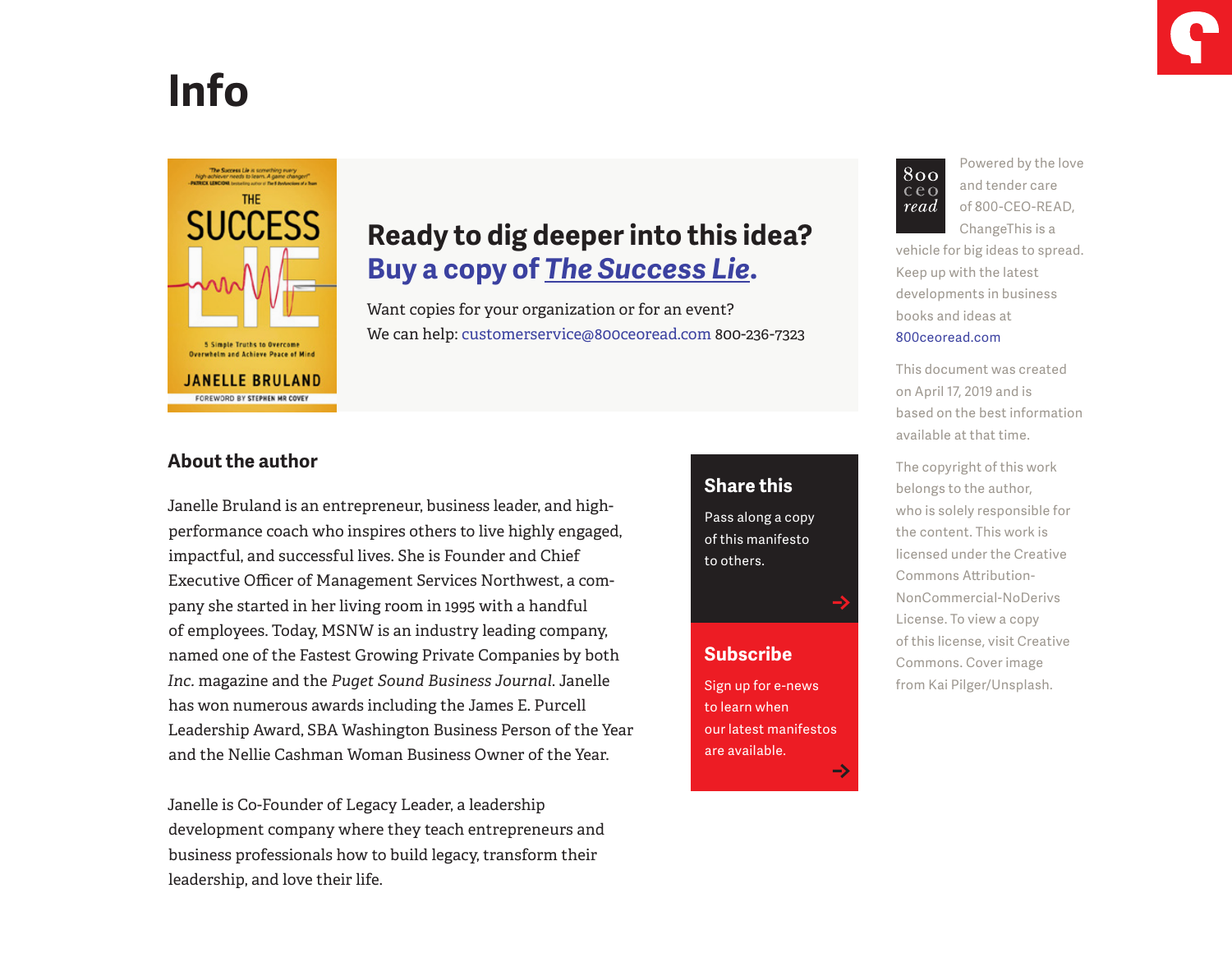# Info

## Ready to dig deeper into this idea?
## Buy a copy of *The Success Lie*.

Want copies for your organization or for an event?
We can help: customerservice@800ceoread.com 800-236-7323

### About the author

Janelle Bruland is an entrepreneur, business leader, and high-performance coach who inspires others to live highly engaged, impactful, and successful lives. She is Founder and Chief Executive Officer of Management Services Northwest, a company she started in her living room in 1995 with a handful of employees. Today, MSNW is an industry leading company, named one of the Fastest Growing Private Companies by both *Inc.* magazine and the *Puget Sound Business Journal*. Janelle has won numerous awards including the James E. Purcell Leadership Award, SBA Washington Business Person of the Year and the Nellie Cashman Woman Business Owner of the Year.

Janelle is Co-Founder of Legacy Leader, a leadership development company where they teach entrepreneurs and business professionals how to build legacy, transform their leadership, and love their life.

**Share this**

Pass along a copy of this manifesto to others.

**Subscribe**

Sign up for e-news to learn when our latest manifestos are available.

Powered by the love and tender care of 800-CEO-READ, ChangeThis is a vehicle for big ideas to spread. Keep up with the latest developments in business books and ideas at 800ceoread.com

This document was created on April 17, 2019 and is based on the best information available at that time.

The copyright of this work belongs to the author, who is solely responsible for the content. This work is licensed under the Creative Commons Attribution-NonCommercial-NoDerivs License. To view a copy of this license, visit Creative Commons. Cover image from Kai Pilger/Unsplash.